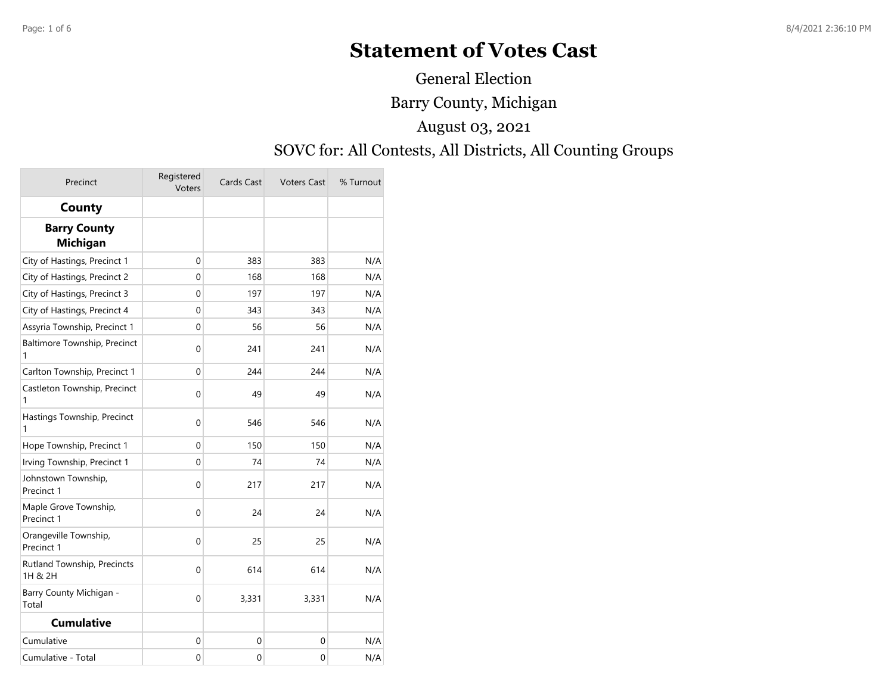# Statement of Votes Cast

General Election

Barry County, Michigan

August 03, 2021

SOVC for: All Contests, All Districts, All Counting Groups

| Precinct | Registered Voters | Cards Cast | Voters Cast | % Turnout |
|---|---|---|---|---|
| **County** | | | | |
| **Barry County Michigan** | | | | |
| City of Hastings, Precinct 1 | 0 | 383 | 383 | N/A |
| City of Hastings, Precinct 2 | 0 | 168 | 168 | N/A |
| City of Hastings, Precinct 3 | 0 | 197 | 197 | N/A |
| City of Hastings, Precinct 4 | 0 | 343 | 343 | N/A |
| Assyria Township, Precinct 1 | 0 | 56 | 56 | N/A |
| Baltimore Township, Precinct 1 | 0 | 241 | 241 | N/A |
| Carlton Township, Precinct 1 | 0 | 244 | 244 | N/A |
| Castleton Township, Precinct 1 | 0 | 49 | 49 | N/A |
| Hastings Township, Precinct 1 | 0 | 546 | 546 | N/A |
| Hope Township, Precinct 1 | 0 | 150 | 150 | N/A |
| Irving Township, Precinct 1 | 0 | 74 | 74 | N/A |
| Johnstown Township, Precinct 1 | 0 | 217 | 217 | N/A |
| Maple Grove Township, Precinct 1 | 0 | 24 | 24 | N/A |
| Orangeville Township, Precinct 1 | 0 | 25 | 25 | N/A |
| Rutland Township, Precincts 1H & 2H | 0 | 614 | 614 | N/A |
| Barry County Michigan - Total | 0 | 3,331 | 3,331 | N/A |
| **Cumulative** | | | | |
| Cumulative | 0 | 0 | 0 | N/A |
| Cumulative - Total | 0 | 0 | 0 | N/A |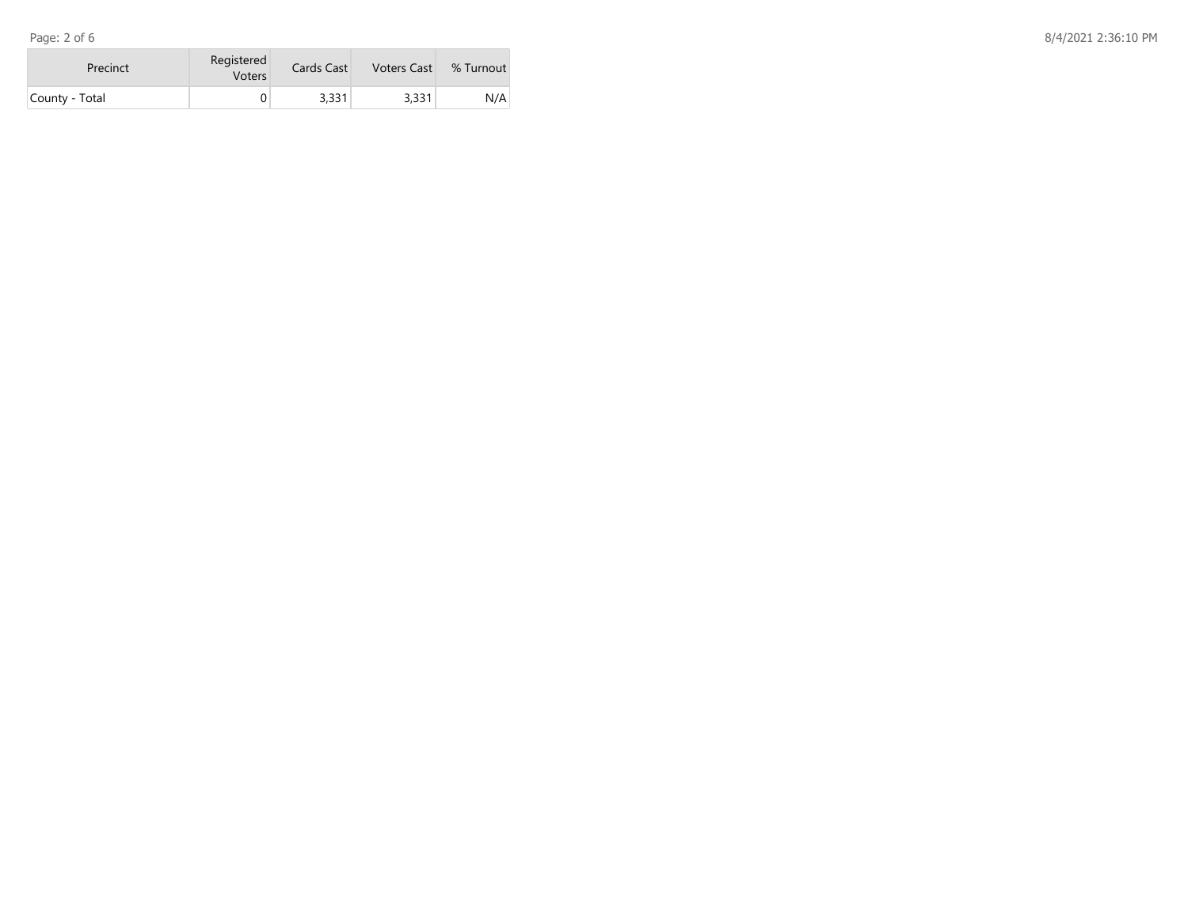| Precinct | Registered Voters | Cards Cast | Voters Cast | % Turnout |
|---|---|---|---|---|
| County - Total | 0 | 3,331 | 3,331 | N/A |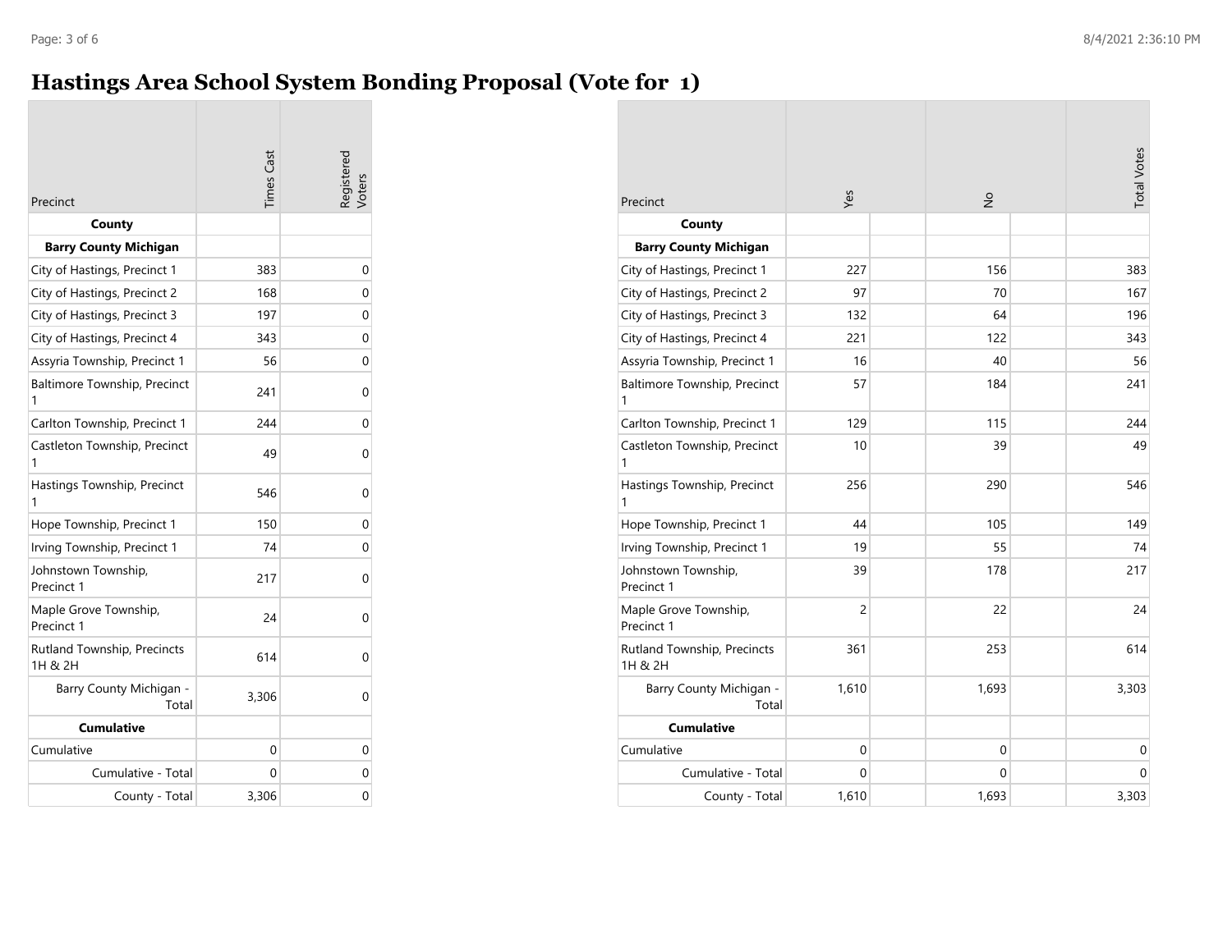# Hastings Area School System Bonding Proposal (Vote for 1)

| Precinct | Times Cast | Registered Voters |
|---|---|---|
| **County** | | |
| **Barry County Michigan** | | |
| City of Hastings, Precinct 1 | 383 | 0 |
| City of Hastings, Precinct 2 | 168 | 0 |
| City of Hastings, Precinct 3 | 197 | 0 |
| City of Hastings, Precinct 4 | 343 | 0 |
| Assyria Township, Precinct 1 | 56 | 0 |
| Baltimore Township, Precinct 1 | 241 | 0 |
| Carlton Township, Precinct 1 | 244 | 0 |
| Castleton Township, Precinct 1 | 49 | 0 |
| Hastings Township, Precinct 1 | 546 | 0 |
| Hope Township, Precinct 1 | 150 | 0 |
| Irving Township, Precinct 1 | 74 | 0 |
| Johnstown Township, Precinct 1 | 217 | 0 |
| Maple Grove Township, Precinct 1 | 24 | 0 |
| Rutland Township, Precincts 1H & 2H | 614 | 0 |
| Barry County Michigan - Total | 3,306 | 0 |
| **Cumulative** | | |
| Cumulative | 0 | 0 |
| Cumulative - Total | 0 | 0 |
| County - Total | 3,306 | 0 |

| Precinct | Yes | | No | | Total Votes |
|---|---|---|---|---|---|
| **County** | | | | | |
| **Barry County Michigan** | | | | | |
| City of Hastings, Precinct 1 | 227 | | 156 | | 383 |
| City of Hastings, Precinct 2 | 97 | | 70 | | 167 |
| City of Hastings, Precinct 3 | 132 | | 64 | | 196 |
| City of Hastings, Precinct 4 | 221 | | 122 | | 343 |
| Assyria Township, Precinct 1 | 16 | | 40 | | 56 |
| Baltimore Township, Precinct 1 | 57 | | 184 | | 241 |
| Carlton Township, Precinct 1 | 129 | | 115 | | 244 |
| Castleton Township, Precinct 1 | 10 | | 39 | | 49 |
| Hastings Township, Precinct 1 | 256 | | 290 | | 546 |
| Hope Township, Precinct 1 | 44 | | 105 | | 149 |
| Irving Township, Precinct 1 | 19 | | 55 | | 74 |
| Johnstown Township, Precinct 1 | 39 | | 178 | | 217 |
| Maple Grove Township, Precinct 1 | 2 | | 22 | | 24 |
| Rutland Township, Precincts 1H & 2H | 361 | | 253 | | 614 |
| Barry County Michigan - Total | 1,610 | | 1,693 | | 3,303 |
| **Cumulative** | | | | | |
| Cumulative | 0 | | 0 | | 0 |
| Cumulative - Total | 0 | | 0 | | 0 |
| County - Total | 1,610 | | 1,693 | | 3,303 |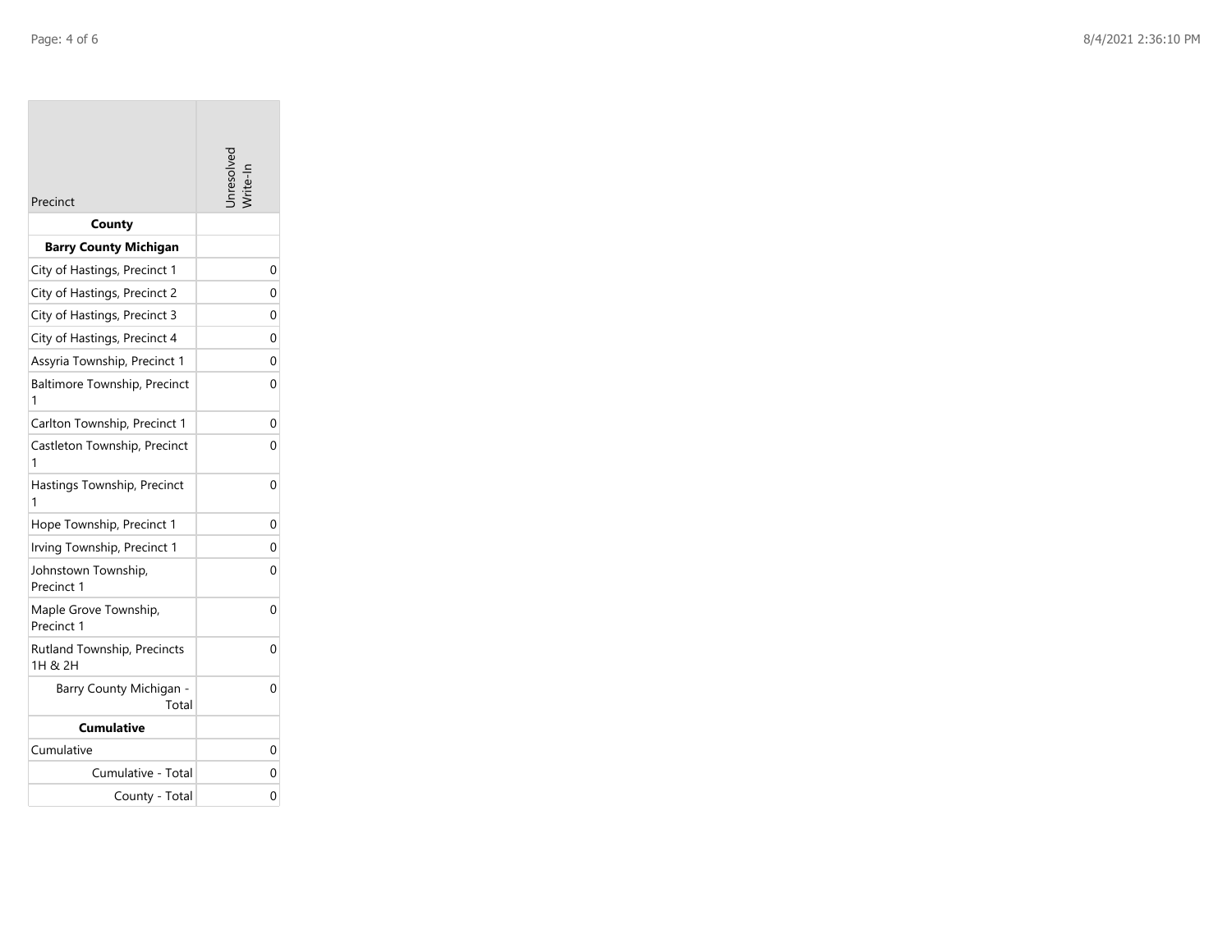| Precinct | Unresolved Write-In |
|---|---|
| **County** | |
| **Barry County Michigan** | |
| City of Hastings, Precinct 1 | 0 |
| City of Hastings, Precinct 2 | 0 |
| City of Hastings, Precinct 3 | 0 |
| City of Hastings, Precinct 4 | 0 |
| Assyria Township, Precinct 1 | 0 |
| Baltimore Township, Precinct 1 | 0 |
| Carlton Township, Precinct 1 | 0 |
| Castleton Township, Precinct 1 | 0 |
| Hastings Township, Precinct 1 | 0 |
| Hope Township, Precinct 1 | 0 |
| Irving Township, Precinct 1 | 0 |
| Johnstown Township, Precinct 1 | 0 |
| Maple Grove Township, Precinct 1 | 0 |
| Rutland Township, Precincts 1H & 2H | 0 |
| Barry County Michigan - Total | 0 |
| **Cumulative** | |
| Cumulative | 0 |
| Cumulative - Total | 0 |
| County - Total | 0 |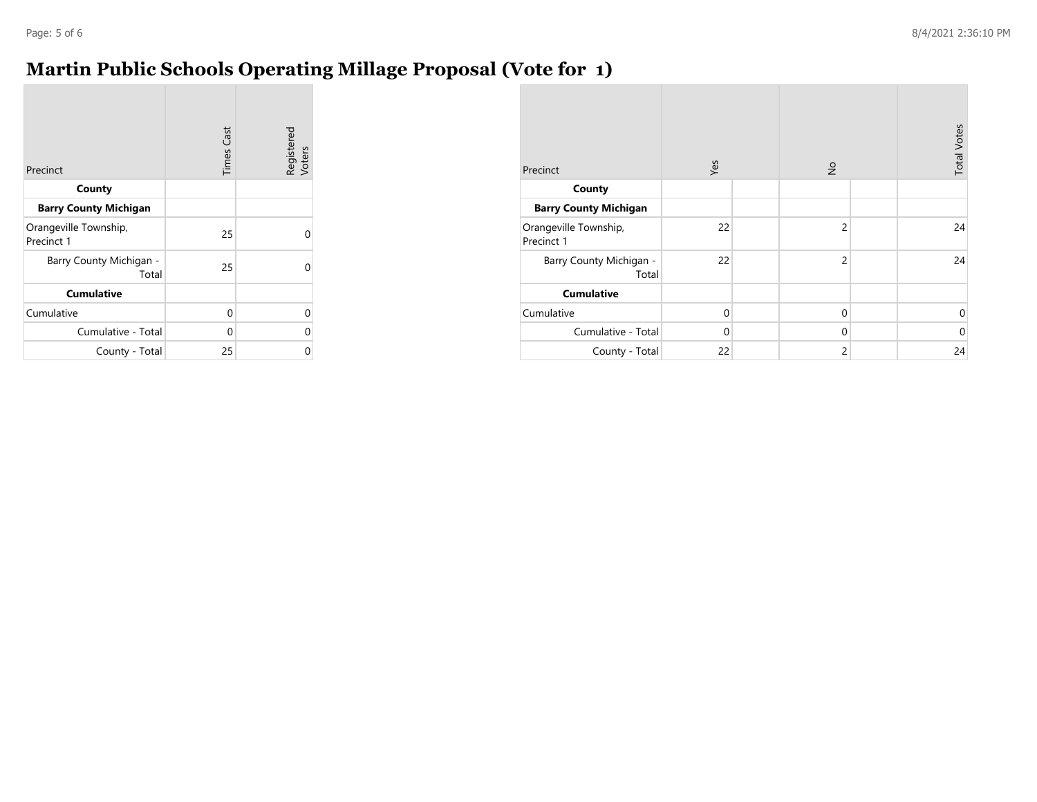# Martin Public Schools Operating Millage Proposal (Vote for 1)

| Precinct | Times Cast | Registered Voters |
|---|---|---|
| **County** | | |
| **Barry County Michigan** | | |
| Orangeville Township, Precinct 1 | 25 | 0 |
| Barry County Michigan - Total | 25 | 0 |
| **Cumulative** | | |
| Cumulative | 0 | 0 |
| Cumulative - Total | 0 | 0 |
| County - Total | 25 | 0 |

| Precinct | Yes | No | Total Votes |
|---|---|---|---|
| **County** | | | |
| **Barry County Michigan** | | | |
| Orangeville Township, Precinct 1 | 22 | 2 | 24 |
| Barry County Michigan - Total | 22 | 2 | 24 |
| **Cumulative** | | | |
| Cumulative | 0 | 0 | 0 |
| Cumulative - Total | 0 | 0 | 0 |
| County - Total | 22 | 2 | 24 |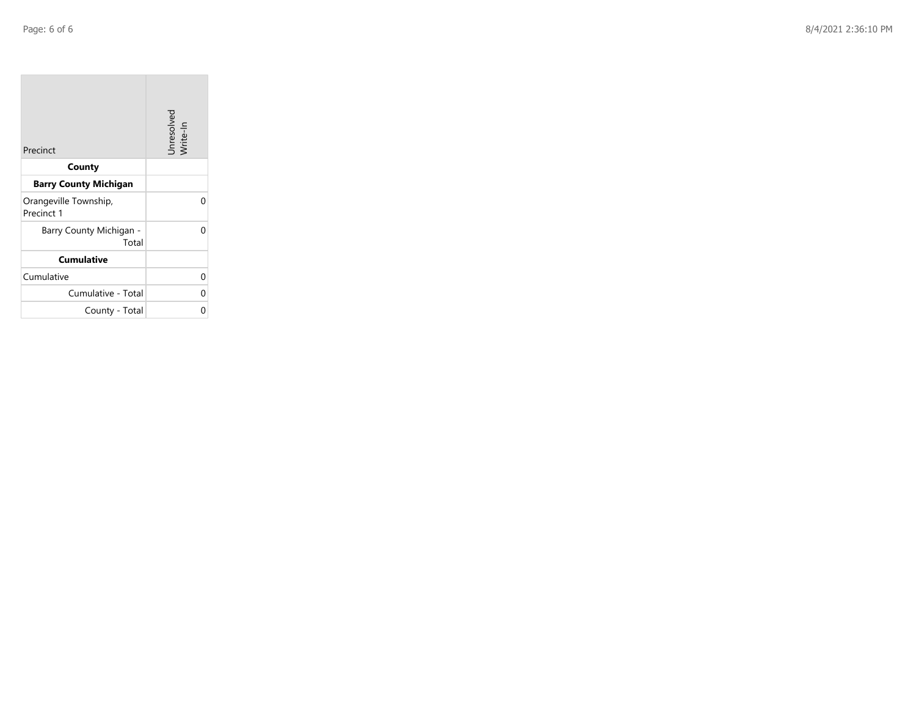| Precinct | Unresolved Write-In |
|---|---|
| **County** | |
| **Barry County Michigan** | |
| Orangeville Township, Precinct 1 | 0 |
| Barry County Michigan - Total | 0 |
| **Cumulative** | |
| Cumulative | 0 |
| Cumulative - Total | 0 |
| County - Total | 0 |